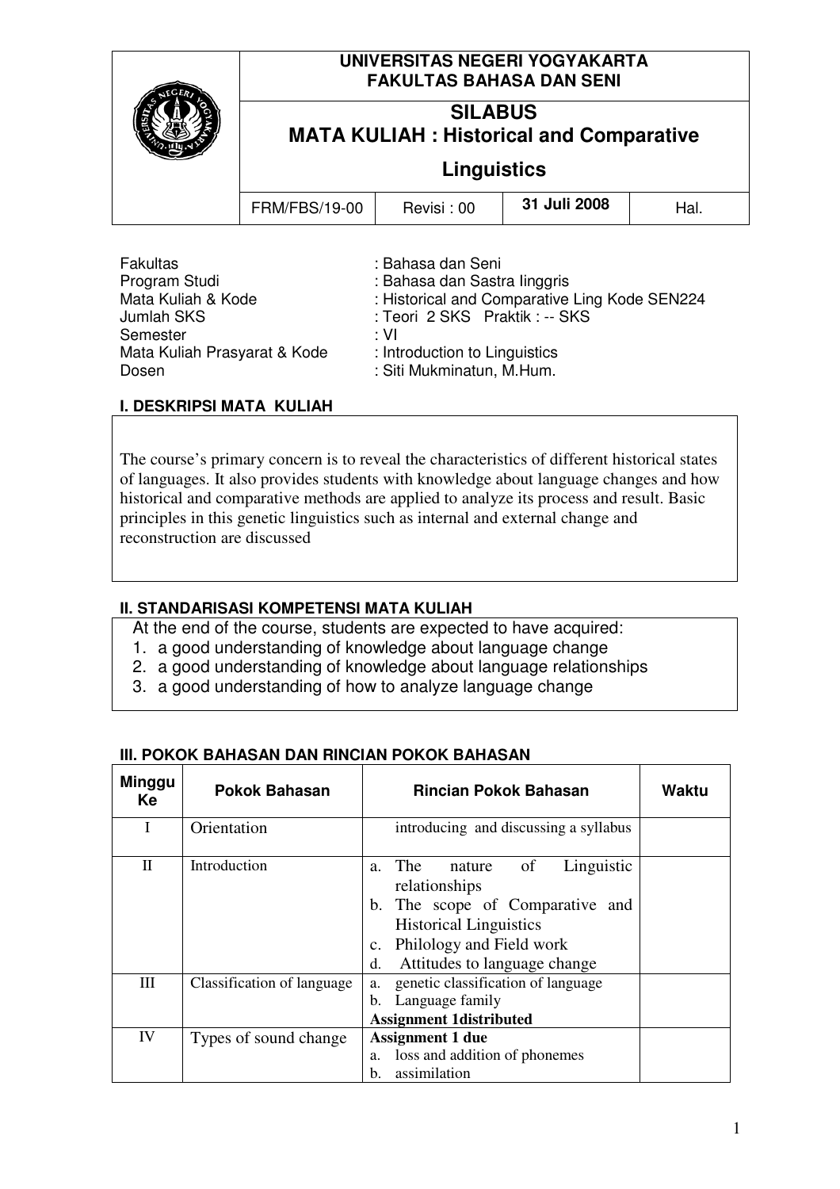| | UNIVERSITAS NEGERI YOGYAKARTA<br>FAKULTAS BAHASA DAN SENI | | | |
|---|---|---|---|---|
| | **SILABUS<br>MATA KULIAH : Historical and Comparative Linguistics** | | | |
| | FRM/FBS/19-00 | Revisi : 00 | 31 Juli 2008 | Hal. |

Fakultas : Bahasa dan Seni
Program Studi : Bahasa dan Sastra Iinggris
Mata Kuliah & Kode : Historical and Comparative Ling Kode SEN224
Jumlah SKS : Teori 2 SKS Praktik : -- SKS
Semester : VI
Mata Kuliah Prasyarat & Kode : Introduction to Linguistics
Dosen : Siti Mukminatun, M.Hum.

## I. DESKRIPSI MATA KULIAH

The course's primary concern is to reveal the characteristics of different historical states of languages. It also provides students with knowledge about language changes and how historical and comparative methods are applied to analyze its process and result. Basic principles in this genetic linguistics such as internal and external change and reconstruction are discussed

## II. STANDARISASI KOMPETENSI MATA KULIAH

At the end of the course, students are expected to have acquired:

1. a good understanding of knowledge about language change
2. a good understanding of knowledge about language relationships
3. a good understanding of how to analyze language change

## III. POKOK BAHASAN DAN RINCIAN POKOK BAHASAN

| Minggu Ke | Pokok Bahasan | Rincian Pokok Bahasan | Waktu |
|---|---|---|---|
| I | Orientation | introducing and discussing a syllabus | |
| II | Introduction | a. The nature of Linguistic relationships<br>b. The scope of Comparative and Historical Linguistics<br>c. Philology and Field work<br>d. Attitudes to language change | |
| III | Classification of language | a. genetic classification of language<br>b. Language family<br>**Assignment 1distributed** | |
| IV | Types of sound change | **Assignment 1 due**<br>a. loss and addition of phonemes<br>b. assimilation | |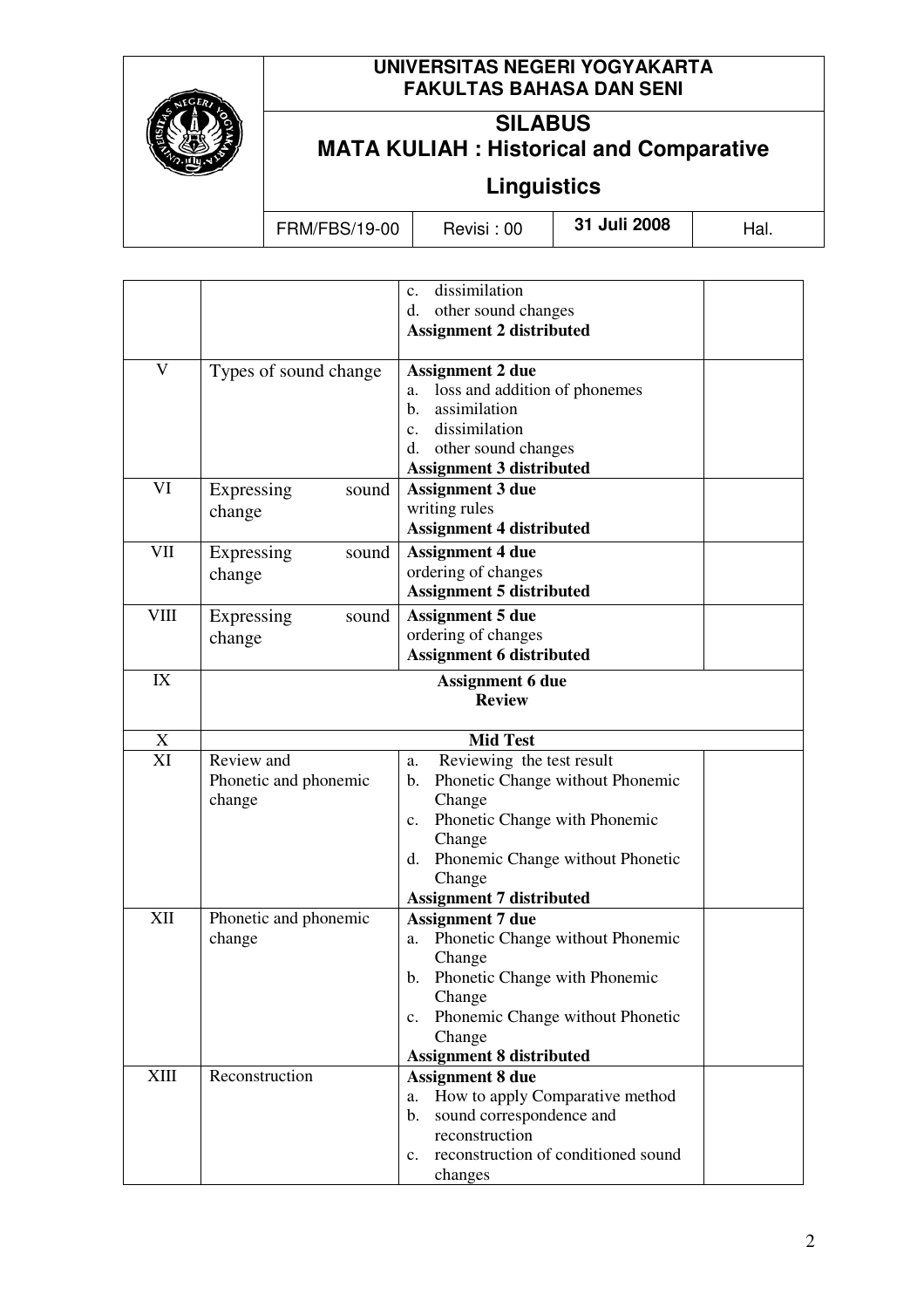| | | | |
|---|---|---|---|
| | | c. dissimilation<br>d. other sound changes<br>**Assignment 2 distributed** | |
| V | Types of sound change | **Assignment 2 due**<br>a. loss and addition of phonemes<br>b. assimilation<br>c. dissimilation<br>d. other sound changes<br>**Assignment 3 distributed** | |
| VI | Expressing sound change | **Assignment 3 due**<br>writing rules<br>**Assignment 4 distributed** | |
| VII | Expressing sound change | **Assignment 4 due**<br>ordering of changes<br>**Assignment 5 distributed** | |
| VIII | Expressing sound change | **Assignment 5 due**<br>ordering of changes<br>**Assignment 6 distributed** | |
| IX | **Assignment 6 due**<br>**Review** | | |
| X | **Mid Test** | | |
| XI | Review and Phonetic and phonemic change | a. Reviewing the test result<br>b. Phonetic Change without Phonemic Change<br>c. Phonetic Change with Phonemic Change<br>d. Phonemic Change without Phonetic Change<br>**Assignment 7 distributed** | |
| XII | Phonetic and phonemic change | **Assignment 7 due**<br>a. Phonetic Change without Phonemic Change<br>b. Phonetic Change with Phonemic Change<br>c. Phonemic Change without Phonetic Change<br>**Assignment 8 distributed** | |
| XIII | Reconstruction | **Assignment 8 due**<br>a. How to apply Comparative method<br>b. sound correspondence and reconstruction<br>c. reconstruction of conditioned sound changes | |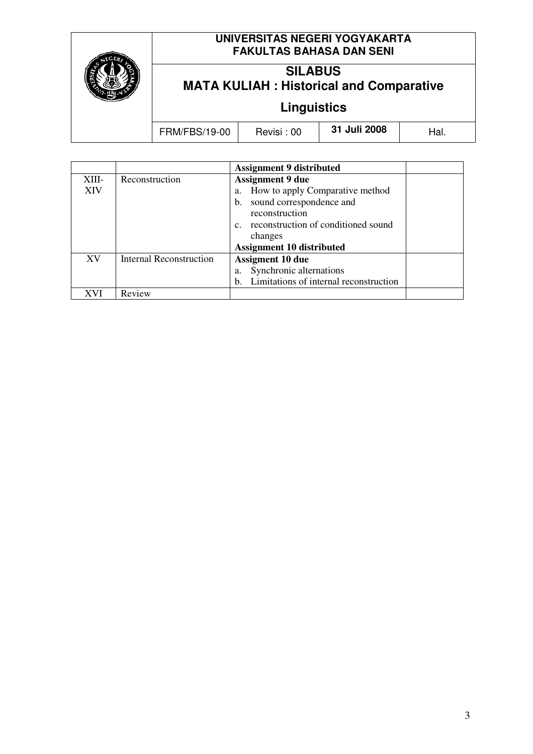| | | | |
|---|---|---|---|
| | | **Assignment 9 distributed** | |
| XIII-XIV | Reconstruction | **Assignment 9 due**<br>a. How to apply Comparative method<br>b. sound correspondence and reconstruction<br>c. reconstruction of conditioned sound changes<br>**Assignment 10 distributed** | |
| XV | Internal Reconstruction | **Assigment 10 due**<br>a. Synchronic alternations<br>b. Limitations of internal reconstruction | |
| XVI | Review | | |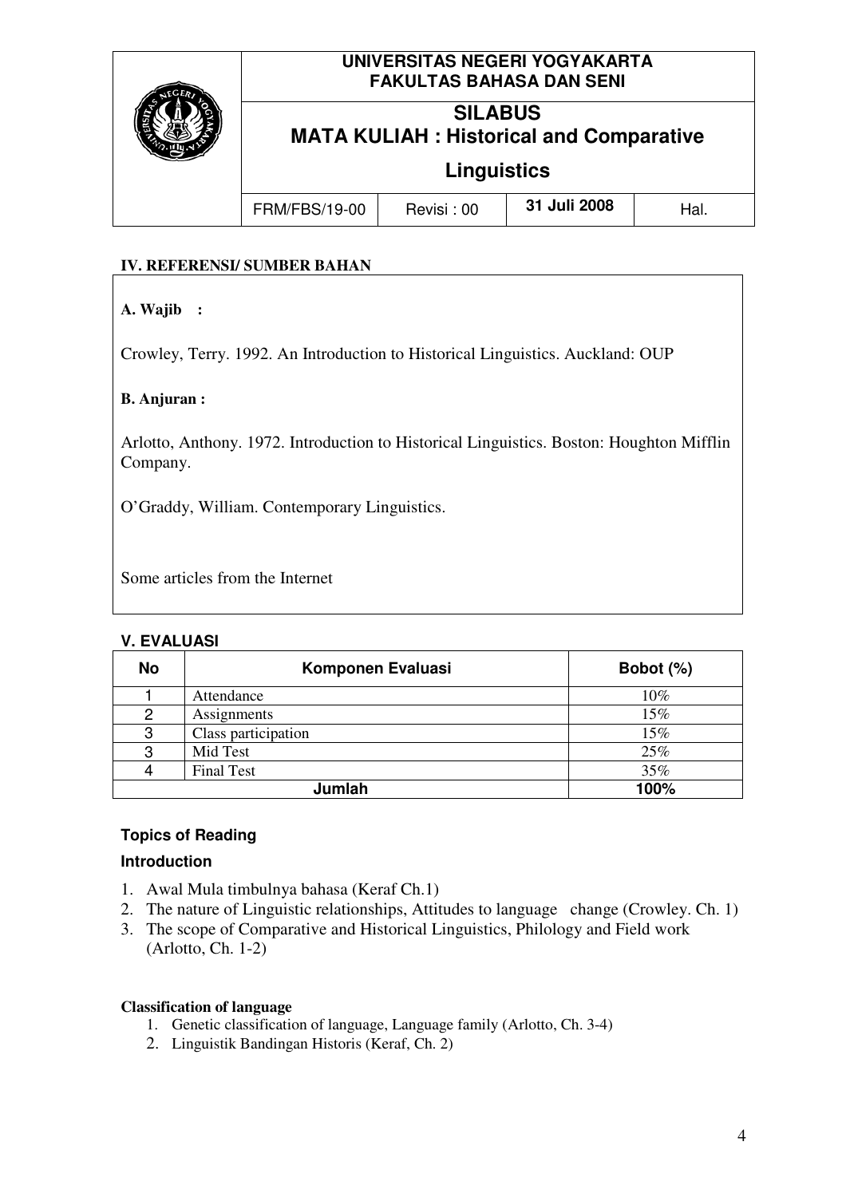## IV. REFERENSI/ SUMBER BAHAN

**A. Wajib :**

Crowley, Terry. 1992. An Introduction to Historical Linguistics. Auckland: OUP

**B. Anjuran :**

Arlotto, Anthony. 1972. Introduction to Historical Linguistics. Boston: Houghton Mifflin Company.

O'Graddy, William. Contemporary Linguistics.

Some articles from the Internet

## V. EVALUASI

| No | Komponen Evaluasi | Bobot (%) |
|---|---|---|
| 1 | Attendance | 10% |
| 2 | Assignments | 15% |
| 3 | Class participation | 15% |
| 3 | Mid Test | 25% |
| 4 | Final Test | 35% |
| **Jumlah** | | **100%** |

### Topics of Reading

#### Introduction

1. Awal Mula timbulnya bahasa (Keraf Ch.1)
2. The nature of Linguistic relationships, Attitudes to language change (Crowley. Ch. 1)
3. The scope of Comparative and Historical Linguistics, Philology and Field work (Arlotto, Ch. 1-2)

#### Classification of language

1. Genetic classification of language, Language family (Arlotto, Ch. 3-4)
2. Linguistik Bandingan Historis (Keraf, Ch. 2)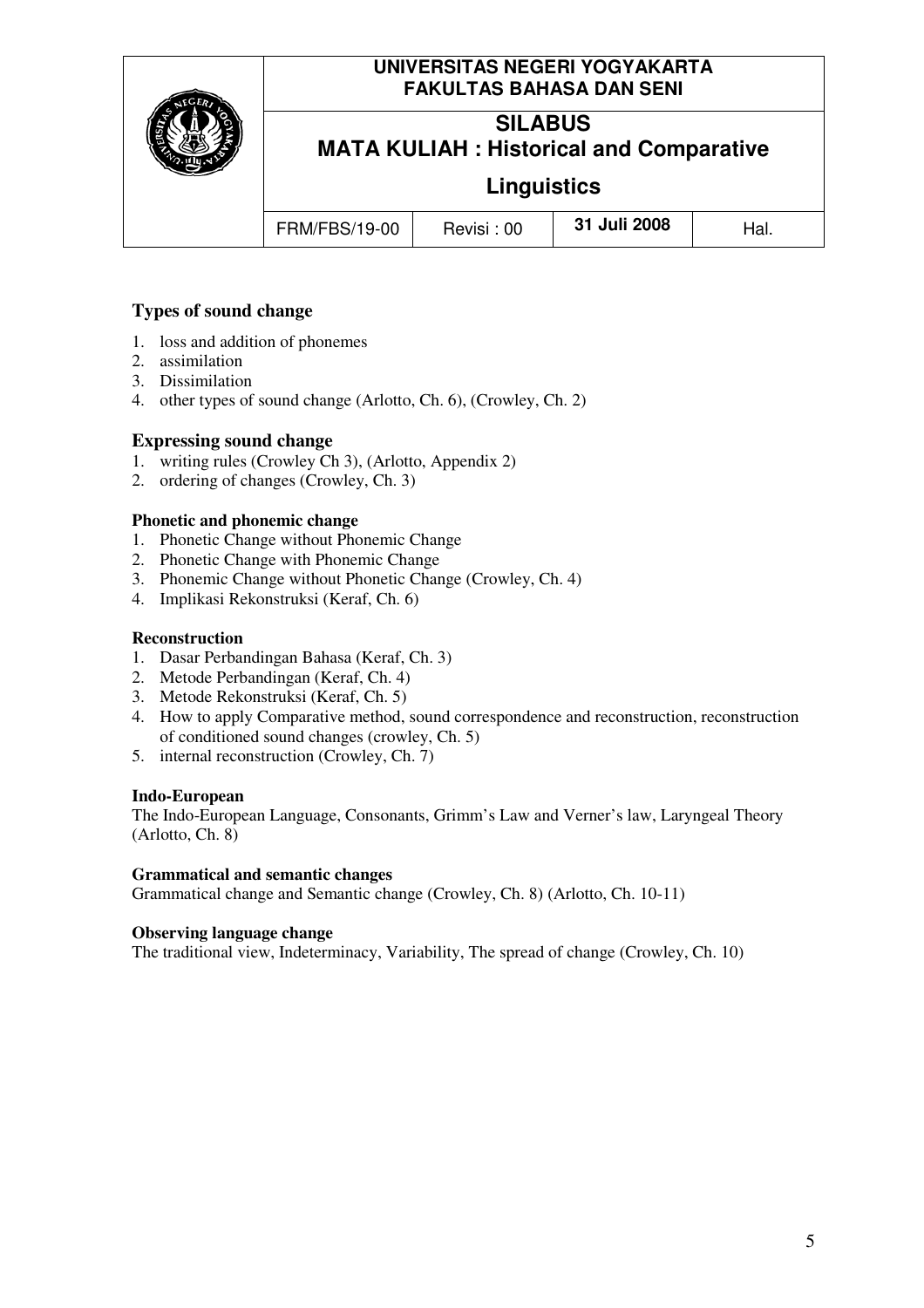## Types of sound change

1. loss and addition of phonemes
2. assimilation
3. Dissimilation
4. other types of sound change (Arlotto, Ch. 6), (Crowley, Ch. 2)

## Expressing sound change

1. writing rules (Crowley Ch 3), (Arlotto, Appendix 2)
2. ordering of changes (Crowley, Ch. 3)

### Phonetic and phonemic change

1. Phonetic Change without Phonemic Change
2. Phonetic Change with Phonemic Change
3. Phonemic Change without Phonetic Change (Crowley, Ch. 4)
4. Implikasi Rekonstruksi (Keraf, Ch. 6)

### Reconstruction

1. Dasar Perbandingan Bahasa (Keraf, Ch. 3)
2. Metode Perbandingan (Keraf, Ch. 4)
3. Metode Rekonstruksi (Keraf, Ch. 5)
4. How to apply Comparative method, sound correspondence and reconstruction, reconstruction of conditioned sound changes (crowley, Ch. 5)
5. internal reconstruction (Crowley, Ch. 7)

### Indo-European

The Indo-European Language, Consonants, Grimm's Law and Verner's law, Laryngeal Theory (Arlotto, Ch. 8)

### Grammatical and semantic changes

Grammatical change and Semantic change (Crowley, Ch. 8) (Arlotto, Ch. 10-11)

### Observing language change

The traditional view, Indeterminacy, Variability, The spread of change (Crowley, Ch. 10)